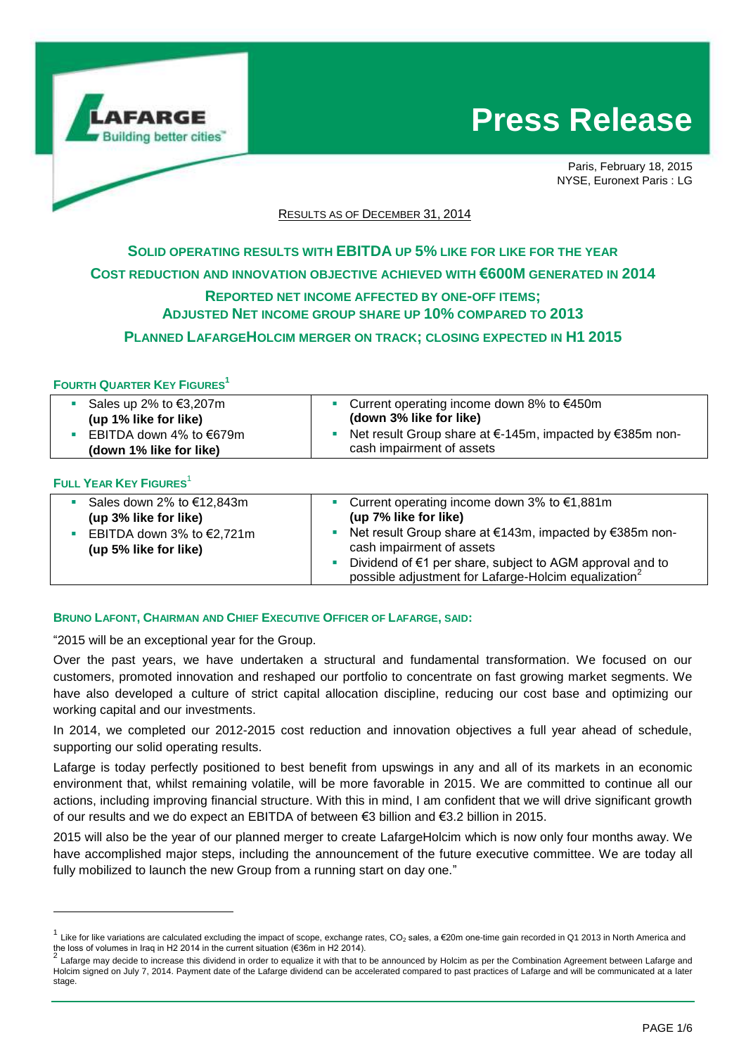# Press Release

Paris, February 18, 2015
NYSE, Euronext Paris : LG

RESULTS AS OF DECEMBER 31, 2014

## SOLID OPERATING RESULTS WITH EBITDA UP 5% LIKE FOR LIKE FOR THE YEAR

## COST REDUCTION AND INNOVATION OBJECTIVE ACHIEVED WITH €600M GENERATED IN 2014

## REPORTED NET INCOME AFFECTED BY ONE-OFF ITEMS; ADJUSTED NET INCOME GROUP SHARE UP 10% COMPARED TO 2013

## PLANNED LAFARGEHOLCIM MERGER ON TRACK; CLOSING EXPECTED IN H1 2015

### FOURTH QUARTER KEY FIGURES[1]

| | |
|---|---|
| ▪ Sales up 2% to €3,207m **(up 1% like for like)**<br>▪ EBITDA down 4% to €679m **(down 1% like for like)** | ▪ Current operating income down 8% to €450m **(down 3% like for like)**<br>▪ Net result Group share at €-145m, impacted by €385m non-cash impairment of assets |

### FULL YEAR KEY FIGURES[1]

| | |
|---|---|
| ▪ Sales down 2% to €12,843m **(up 3% like for like)**<br>▪ EBITDA down 3% to €2,721m **(up 5% like for like)** | ▪ Current operating income down 3% to €1,881m **(up 7% like for like)**<br>▪ Net result Group share at €143m, impacted by €385m non-cash impairment of assets<br>▪ Dividend of €1 per share, subject to AGM approval and to possible adjustment for Lafarge-Holcim equalization[2] |

### BRUNO LAFONT, CHAIRMAN AND CHIEF EXECUTIVE OFFICER OF LAFARGE, SAID:

"2015 will be an exceptional year for the Group.

Over the past years, we have undertaken a structural and fundamental transformation. We focused on our customers, promoted innovation and reshaped our portfolio to concentrate on fast growing market segments. We have also developed a culture of strict capital allocation discipline, reducing our cost base and optimizing our working capital and our investments.

In 2014, we completed our 2012-2015 cost reduction and innovation objectives a full year ahead of schedule, supporting our solid operating results.

Lafarge is today perfectly positioned to best benefit from upswings in any and all of its markets in an economic environment that, whilst remaining volatile, will be more favorable in 2015. We are committed to continue all our actions, including improving financial structure. With this in mind, I am confident that we will drive significant growth of our results and we do expect an EBITDA of between €3 billion and €3.2 billion in 2015.

2015 will also be the year of our planned merger to create LafargeHolcim which is now only four months away. We have accomplished major steps, including the announcement of the future executive committee. We are today all fully mobilized to launch the new Group from a running start on day one."

---

[1] Like for like variations are calculated excluding the impact of scope, exchange rates, $CO_2$ sales, a €20m one-time gain recorded in Q1 2013 in North America and the loss of volumes in Iraq in H2 2014 in the current situation (€36m in H2 2014).

[2] Lafarge may decide to increase this dividend in order to equalize it with that to be announced by Holcim as per the Combination Agreement between Lafarge and Holcim signed on July 7, 2014. Payment date of the Lafarge dividend can be accelerated compared to past practices of Lafarge and will be communicated at a later stage.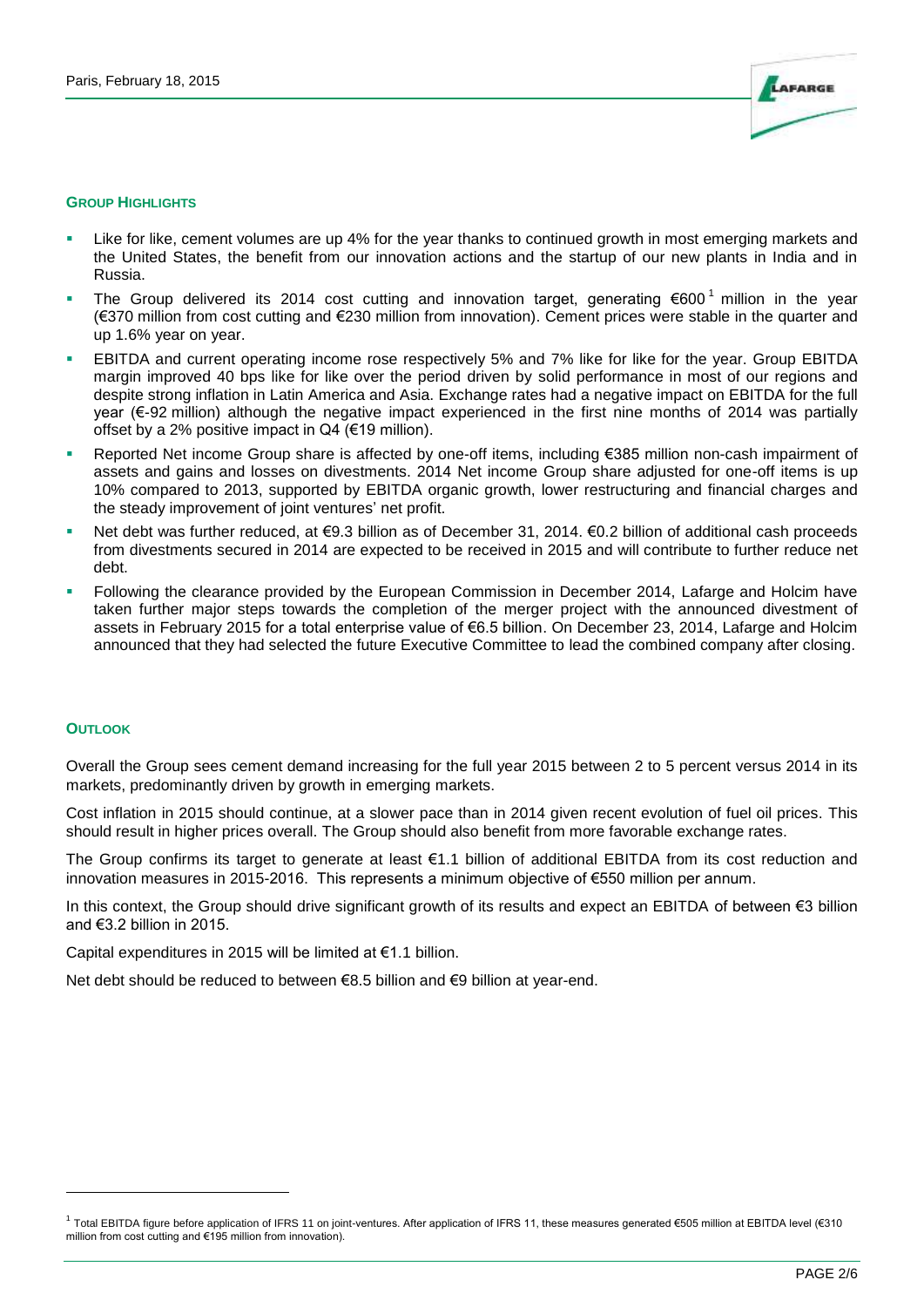## GROUP HIGHLIGHTS

- Like for like, cement volumes are up 4% for the year thanks to continued growth in most emerging markets and the United States, the benefit from our innovation actions and the startup of our new plants in India and in Russia.
- The Group delivered its 2014 cost cutting and innovation target, generating €600[1] million in the year (€370 million from cost cutting and €230 million from innovation). Cement prices were stable in the quarter and up 1.6% year on year.
- EBITDA and current operating income rose respectively 5% and 7% like for like for the year. Group EBITDA margin improved 40 bps like for like over the period driven by solid performance in most of our regions and despite strong inflation in Latin America and Asia. Exchange rates had a negative impact on EBITDA for the full year (€-92 million) although the negative impact experienced in the first nine months of 2014 was partially offset by a 2% positive impact in Q4 (€19 million).
- Reported Net income Group share is affected by one-off items, including €385 million non-cash impairment of assets and gains and losses on divestments. 2014 Net income Group share adjusted for one-off items is up 10% compared to 2013, supported by EBITDA organic growth, lower restructuring and financial charges and the steady improvement of joint ventures' net profit.
- Net debt was further reduced, at €9.3 billion as of December 31, 2014. €0.2 billion of additional cash proceeds from divestments secured in 2014 are expected to be received in 2015 and will contribute to further reduce net debt.
- Following the clearance provided by the European Commission in December 2014, Lafarge and Holcim have taken further major steps towards the completion of the merger project with the announced divestment of assets in February 2015 for a total enterprise value of €6.5 billion. On December 23, 2014, Lafarge and Holcim announced that they had selected the future Executive Committee to lead the combined company after closing.

## OUTLOOK

Overall the Group sees cement demand increasing for the full year 2015 between 2 to 5 percent versus 2014 in its markets, predominantly driven by growth in emerging markets.

Cost inflation in 2015 should continue, at a slower pace than in 2014 given recent evolution of fuel oil prices. This should result in higher prices overall. The Group should also benefit from more favorable exchange rates.

The Group confirms its target to generate at least €1.1 billion of additional EBITDA from its cost reduction and innovation measures in 2015-2016. This represents a minimum objective of €550 million per annum.

In this context, the Group should drive significant growth of its results and expect an EBITDA of between €3 billion and €3.2 billion in 2015.

Capital expenditures in 2015 will be limited at €1.1 billion.

Net debt should be reduced to between €8.5 billion and €9 billion at year-end.

---

[1] Total EBITDA figure before application of IFRS 11 on joint-ventures. After application of IFRS 11, these measures generated €505 million at EBITDA level (€310 million from cost cutting and €195 million from innovation).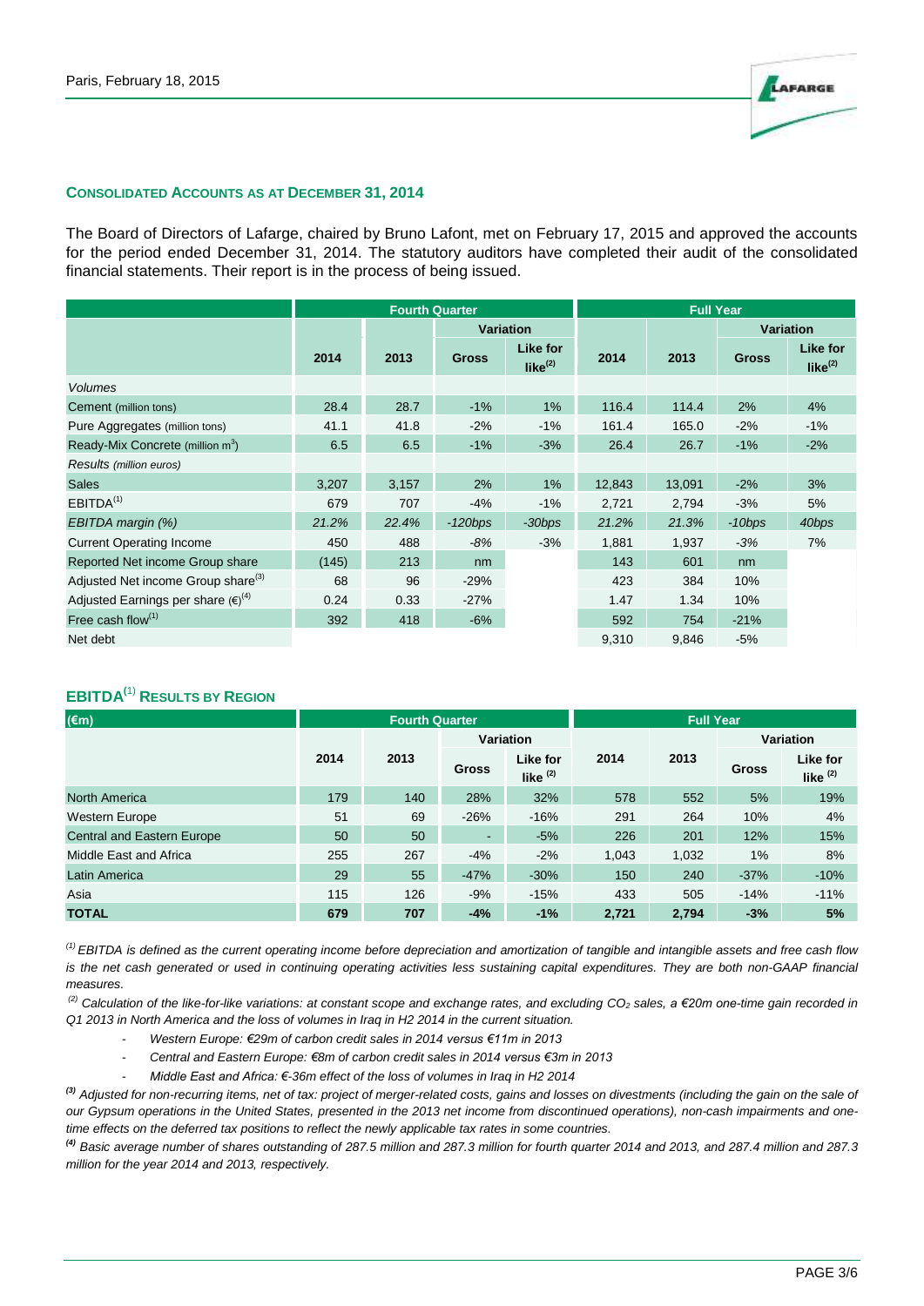Paris, February 18, 2015

## CONSOLIDATED ACCOUNTS AS AT DECEMBER 31, 2014

The Board of Directors of Lafarge, chaired by Bruno Lafont, met on February 17, 2015 and approved the accounts for the period ended December 31, 2014. The statutory auditors have completed their audit of the consolidated financial statements. Their report is in the process of being issued.

| | Fourth Quarter | | | | Full Year | | | |
|---|---|---|---|---|---|---|---|---|
| | | | Variation | | | | Variation | |
| | 2014 | 2013 | Gross | Like for like[2] | 2014 | 2013 | Gross | Like for like[2] |
| *Volumes* | | | | | | | | |
| Cement (million tons) | 28.4 | 28.7 | -1% | 1% | 116.4 | 114.4 | 2% | 4% |
| Pure Aggregates (million tons) | 41.1 | 41.8 | -2% | -1% | 161.4 | 165.0 | -2% | -1% |
| Ready-Mix Concrete (million $m^3$) | 6.5 | 6.5 | -1% | -3% | 26.4 | 26.7 | -1% | -2% |
| *Results (million euros)* | | | | | | | | |
| Sales | 3,207 | 3,157 | 2% | 1% | 12,843 | 13,091 | -2% | 3% |
| EBITDA[1] | 679 | 707 | -4% | -1% | 2,721 | 2,794 | -3% | 5% |
| *EBITDA margin (%)* | *21.2%* | *22.4%* | *-120bps* | *-30bps* | *21.2%* | *21.3%* | *-10bps* | *40bps* |
| Current Operating Income | 450 | 488 | -8% | -3% | 1,881 | 1,937 | -3% | 7% |
| Reported Net income Group share | (145) | 213 | nm | | 143 | 601 | nm | |
| Adjusted Net income Group share[3] | 68 | 96 | -29% | | 423 | 384 | 10% | |
| Adjusted Earnings per share (€)[4] | 0.24 | 0.33 | -27% | | 1.47 | 1.34 | 10% | |
| Free cash flow[1] | 392 | 418 | -6% | | 592 | 754 | -21% | |
| Net debt | | | | | 9,310 | 9,846 | -5% | |

## EBITDA[1] RESULTS BY REGION

| (€m) | Fourth Quarter | | | | Full Year | | | |
|---|---|---|---|---|---|---|---|---|
| | | | Variation | | | | Variation | |
| | 2014 | 2013 | Gross | Like for like [2] | 2014 | 2013 | Gross | Like for like [2] |
| North America | 179 | 140 | 28% | 32% | 578 | 552 | 5% | 19% |
| Western Europe | 51 | 69 | -26% | -16% | 291 | 264 | 10% | 4% |
| Central and Eastern Europe | 50 | 50 | - | -5% | 226 | 201 | 12% | 15% |
| Middle East and Africa | 255 | 267 | -4% | -2% | 1,043 | 1,032 | 1% | 8% |
| Latin America | 29 | 55 | -47% | -30% | 150 | 240 | -37% | -10% |
| Asia | 115 | 126 | -9% | -15% | 433 | 505 | -14% | -11% |
| **TOTAL** | **679** | **707** | **-4%** | **-1%** | **2,721** | **2,794** | **-3%** | **5%** |

*[1] EBITDA is defined as the current operating income before depreciation and amortization of tangible and intangible assets and free cash flow is the net cash generated or used in continuing operating activities less sustaining capital expenditures. They are both non-GAAP financial measures.*

*[2] Calculation of the like-for-like variations: at constant scope and exchange rates, and excluding $CO_2$ sales, a €20m one-time gain recorded in Q1 2013 in North America and the loss of volumes in Iraq in H2 2014 in the current situation.*

- *Western Europe: €29m of carbon credit sales in 2014 versus €11m in 2013*
- *Central and Eastern Europe: €8m of carbon credit sales in 2014 versus €3m in 2013*
- *Middle East and Africa: €-36m effect of the loss of volumes in Iraq in H2 2014*

*[3] Adjusted for non-recurring items, net of tax: project of merger-related costs, gains and losses on divestments (including the gain on the sale of our Gypsum operations in the United States, presented in the 2013 net income from discontinued operations), non-cash impairments and one-time effects on the deferred tax positions to reflect the newly applicable tax rates in some countries.*

*[4] Basic average number of shares outstanding of 287.5 million and 287.3 million for fourth quarter 2014 and 2013, and 287.4 million and 287.3 million for the year 2014 and 2013, respectively.*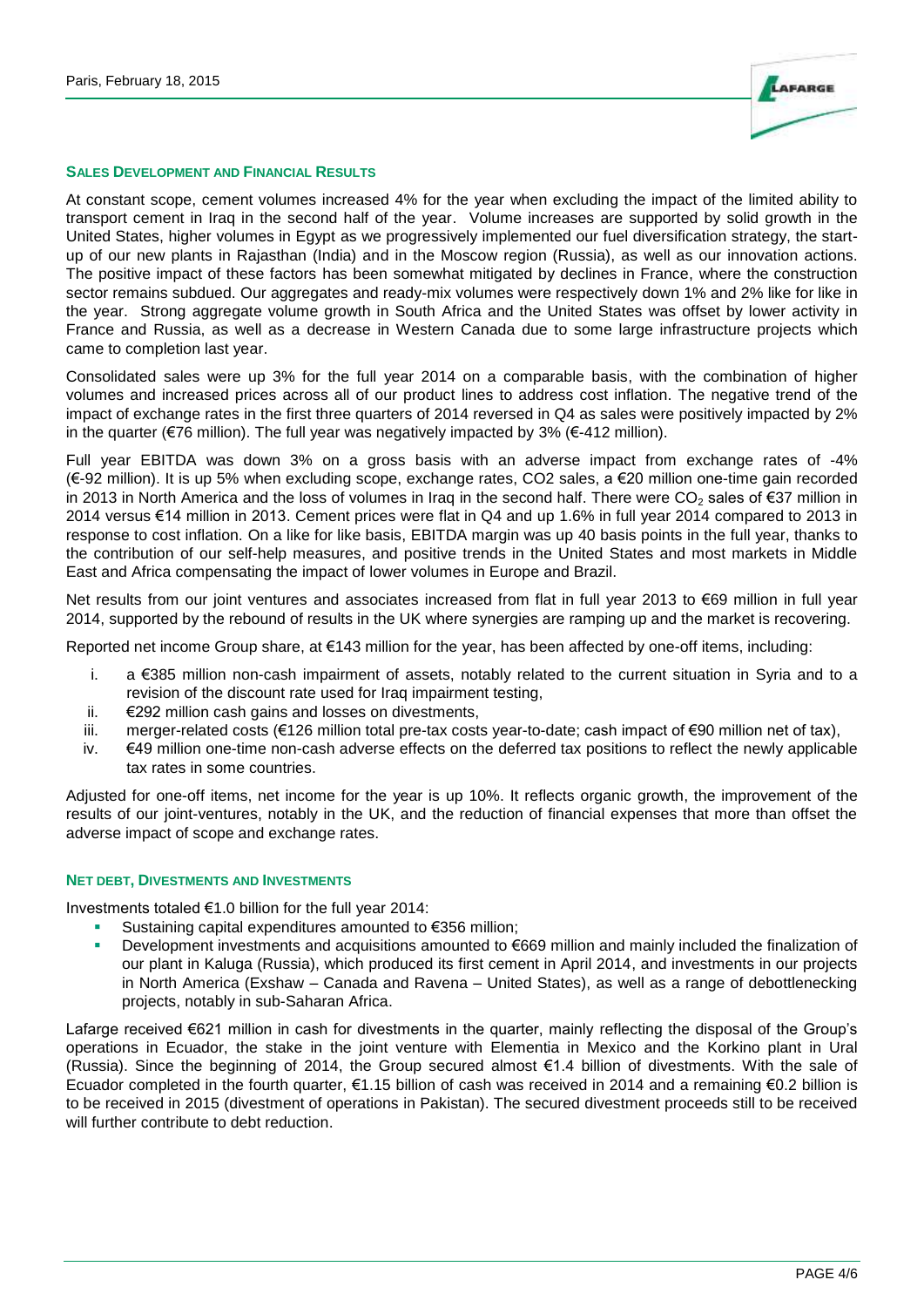## SALES DEVELOPMENT AND FINANCIAL RESULTS

At constant scope, cement volumes increased 4% for the year when excluding the impact of the limited ability to transport cement in Iraq in the second half of the year. Volume increases are supported by solid growth in the United States, higher volumes in Egypt as we progressively implemented our fuel diversification strategy, the start-up of our new plants in Rajasthan (India) and in the Moscow region (Russia), as well as our innovation actions. The positive impact of these factors has been somewhat mitigated by declines in France, where the construction sector remains subdued. Our aggregates and ready-mix volumes were respectively down 1% and 2% like for like in the year. Strong aggregate volume growth in South Africa and the United States was offset by lower activity in France and Russia, as well as a decrease in Western Canada due to some large infrastructure projects which came to completion last year.

Consolidated sales were up 3% for the full year 2014 on a comparable basis, with the combination of higher volumes and increased prices across all of our product lines to address cost inflation. The negative trend of the impact of exchange rates in the first three quarters of 2014 reversed in Q4 as sales were positively impacted by 2% in the quarter (€76 million). The full year was negatively impacted by 3% (€-412 million).

Full year EBITDA was down 3% on a gross basis with an adverse impact from exchange rates of -4% (€-92 million). It is up 5% when excluding scope, exchange rates, CO2 sales, a €20 million one-time gain recorded in 2013 in North America and the loss of volumes in Iraq in the second half. There were $CO_2$ sales of €37 million in 2014 versus €14 million in 2013. Cement prices were flat in Q4 and up 1.6% in full year 2014 compared to 2013 in response to cost inflation. On a like for like basis, EBITDA margin was up 40 basis points in the full year, thanks to the contribution of our self-help measures, and positive trends in the United States and most markets in Middle East and Africa compensating the impact of lower volumes in Europe and Brazil.

Net results from our joint ventures and associates increased from flat in full year 2013 to €69 million in full year 2014, supported by the rebound of results in the UK where synergies are ramping up and the market is recovering.

Reported net income Group share, at €143 million for the year, has been affected by one-off items, including:

i. a €385 million non-cash impairment of assets, notably related to the current situation in Syria and to a revision of the discount rate used for Iraq impairment testing,
ii. €292 million cash gains and losses on divestments,
iii. merger-related costs (€126 million total pre-tax costs year-to-date; cash impact of €90 million net of tax),
iv. €49 million one-time non-cash adverse effects on the deferred tax positions to reflect the newly applicable tax rates in some countries.

Adjusted for one-off items, net income for the year is up 10%. It reflects organic growth, the improvement of the results of our joint-ventures, notably in the UK, and the reduction of financial expenses that more than offset the adverse impact of scope and exchange rates.

## NET DEBT, DIVESTMENTS AND INVESTMENTS

Investments totaled €1.0 billion for the full year 2014:

- Sustaining capital expenditures amounted to €356 million;
- Development investments and acquisitions amounted to €669 million and mainly included the finalization of our plant in Kaluga (Russia), which produced its first cement in April 2014, and investments in our projects in North America (Exshaw – Canada and Ravena – United States), as well as a range of debottlenecking projects, notably in sub-Saharan Africa.

Lafarge received €621 million in cash for divestments in the quarter, mainly reflecting the disposal of the Group's operations in Ecuador, the stake in the joint venture with Elementia in Mexico and the Korkino plant in Ural (Russia). Since the beginning of 2014, the Group secured almost €1.4 billion of divestments. With the sale of Ecuador completed in the fourth quarter, €1.15 billion of cash was received in 2014 and a remaining €0.2 billion is to be received in 2015 (divestment of operations in Pakistan). The secured divestment proceeds still to be received will further contribute to debt reduction.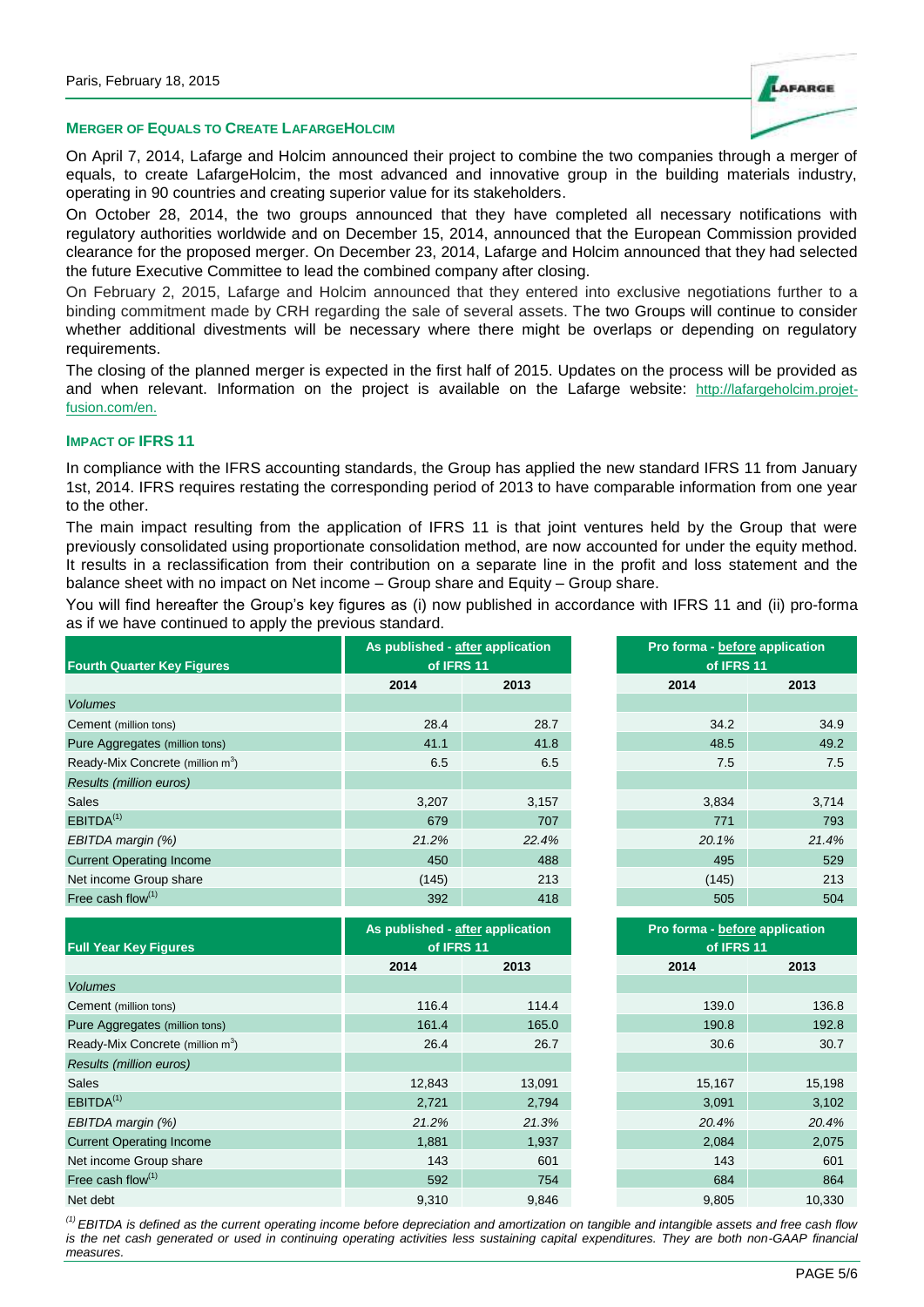Paris, February 18, 2015

## MERGER OF EQUALS TO CREATE LAFARGEHOLCIM

On April 7, 2014, Lafarge and Holcim announced their project to combine the two companies through a merger of equals, to create LafargeHolcim, the most advanced and innovative group in the building materials industry, operating in 90 countries and creating superior value for its stakeholders.

On October 28, 2014, the two groups announced that they have completed all necessary notifications with regulatory authorities worldwide and on December 15, 2014, announced that the European Commission provided clearance for the proposed merger. On December 23, 2014, Lafarge and Holcim announced that they had selected the future Executive Committee to lead the combined company after closing.

On February 2, 2015, Lafarge and Holcim announced that they entered into exclusive negotiations further to a binding commitment made by CRH regarding the sale of several assets. The two Groups will continue to consider whether additional divestments will be necessary where there might be overlaps or depending on regulatory requirements.

The closing of the planned merger is expected in the first half of 2015. Updates on the process will be provided as and when relevant. Information on the project is available on the Lafarge website: http://lafargeholcim.projet-fusion.com/en.

## IMPACT OF IFRS 11

In compliance with the IFRS accounting standards, the Group has applied the new standard IFRS 11 from January 1st, 2014. IFRS requires restating the corresponding period of 2013 to have comparable information from one year to the other.

The main impact resulting from the application of IFRS 11 is that joint ventures held by the Group that were previously consolidated using proportionate consolidation method, are now accounted for under the equity method. It results in a reclassification from their contribution on a separate line in the profit and loss statement and the balance sheet with no impact on Net income – Group share and Equity – Group share.

You will find hereafter the Group's key figures as (i) now published in accordance with IFRS 11 and (ii) pro-forma as if we have continued to apply the previous standard.

| Fourth Quarter Key Figures | As published - after application of IFRS 11 | | Pro forma - before application of IFRS 11 | |
|---|---|---|---|---|
| | 2014 | 2013 | 2014 | 2013 |
| *Volumes* | | | | |
| Cement (million tons) | 28.4 | 28.7 | 34.2 | 34.9 |
| Pure Aggregates (million tons) | 41.1 | 41.8 | 48.5 | 49.2 |
| Ready-Mix Concrete (million $m^3$) | 6.5 | 6.5 | 7.5 | 7.5 |
| *Results (million euros)* | | | | |
| Sales | 3,207 | 3,157 | 3,834 | 3,714 |
| EBITDA(1) | 679 | 707 | 771 | 793 |
| *EBITDA margin (%)* | *21.2%* | *22.4%* | *20.1%* | *21.4%* |
| Current Operating Income | 450 | 488 | 495 | 529 |
| Net income Group share | (145) | 213 | (145) | 213 |
| Free cash flow(1) | 392 | 418 | 505 | 504 |

| Full Year Key Figures | As published - after application of IFRS 11 | | Pro forma - before application of IFRS 11 | |
|---|---|---|---|---|
| | 2014 | 2013 | 2014 | 2013 |
| *Volumes* | | | | |
| Cement (million tons) | 116.4 | 114.4 | 139.0 | 136.8 |
| Pure Aggregates (million tons) | 161.4 | 165.0 | 190.8 | 192.8 |
| Ready-Mix Concrete (million $m^3$) | 26.4 | 26.7 | 30.6 | 30.7 |
| *Results (million euros)* | | | | |
| Sales | 12,843 | 13,091 | 15,167 | 15,198 |
| EBITDA(1) | 2,721 | 2,794 | 3,091 | 3,102 |
| *EBITDA margin (%)* | *21.2%* | *21.3%* | *20.4%* | *20.4%* |
| Current Operating Income | 1,881 | 1,937 | 2,084 | 2,075 |
| Net income Group share | 143 | 601 | 143 | 601 |
| Free cash flow(1) | 592 | 754 | 684 | 864 |
| Net debt | 9,310 | 9,846 | 9,805 | 10,330 |

*(1) EBITDA is defined as the current operating income before depreciation and amortization on tangible and intangible assets and free cash flow is the net cash generated or used in continuing operating activities less sustaining capital expenditures. They are both non-GAAP financial measures.*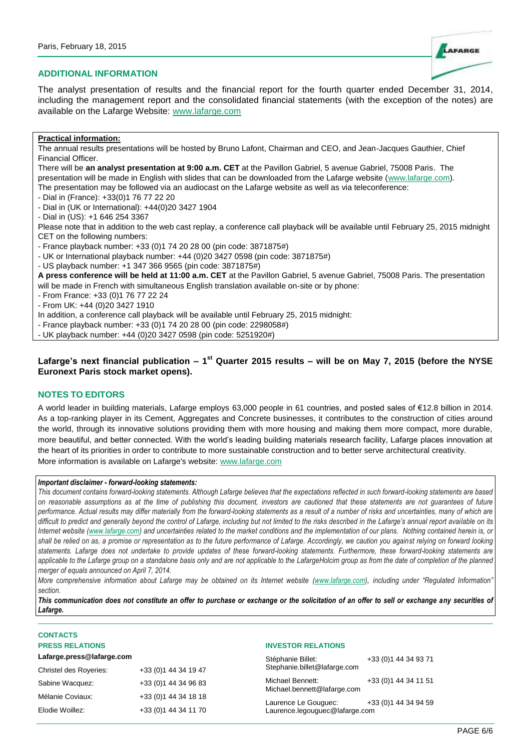Paris, February 18, 2015

## ADDITIONAL INFORMATION

The analyst presentation of results and the financial report for the fourth quarter ended December 31, 2014, including the management report and the consolidated financial statements (with the exception of the notes) are available on the Lafarge Website: www.lafarge.com

**Practical information:**

The annual results presentations will be hosted by Bruno Lafont, Chairman and CEO, and Jean-Jacques Gauthier, Chief Financial Officer.

There will be **an analyst presentation at 9:00 a.m. CET** at the Pavillon Gabriel, 5 avenue Gabriel, 75008 Paris. The presentation will be made in English with slides that can be downloaded from the Lafarge website (www.lafarge.com).

The presentation may be followed via an audiocast on the Lafarge website as well as via teleconference:

- Dial in (France): +33(0)1 76 77 22 20
- Dial in (UK or International): +44(0)20 3427 1904
- Dial in (US): +1 646 254 3367

Please note that in addition to the web cast replay, a conference call playback will be available until February 25, 2015 midnight CET on the following numbers:

- France playback number: +33 (0)1 74 20 28 00 (pin code: 3871875#)
- UK or International playback number: +44 (0)20 3427 0598 (pin code: 3871875#)
- US playback number: +1 347 366 9565 (pin code: 3871875#)

**A press conference will be held at 11:00 a.m. CET** at the Pavillon Gabriel, 5 avenue Gabriel, 75008 Paris. The presentation will be made in French with simultaneous English translation available on-site or by phone:

- From France: +33 (0)1 76 77 22 24
- From UK: +44 (0)20 3427 1910

In addition, a conference call playback will be available until February 25, 2015 midnight:

- France playback number: +33 (0)1 74 20 28 00 (pin code: 2298058#)
- UK playback number: +44 (0)20 3427 0598 (pin code: 5251920#)

**Lafarge's next financial publication – 1st Quarter 2015 results – will be on May 7, 2015 (before the NYSE Euronext Paris stock market opens).**

## NOTES TO EDITORS

A world leader in building materials, Lafarge employs 63,000 people in 61 countries, and posted sales of €12.8 billion in 2014. As a top-ranking player in its Cement, Aggregates and Concrete businesses, it contributes to the construction of cities around the world, through its innovative solutions providing them with more housing and making them more compact, more durable, more beautiful, and better connected. With the world's leading building materials research facility, Lafarge places innovation at the heart of its priorities in order to contribute to more sustainable construction and to better serve architectural creativity.
More information is available on Lafarge's website: www.lafarge.com

***Important disclaimer - forward-looking statements:***

*This document contains forward-looking statements. Although Lafarge believes that the expectations reflected in such forward-looking statements are based on reasonable assumptions as at the time of publishing this document, investors are cautioned that these statements are not guarantees of future performance. Actual results may differ materially from the forward-looking statements as a result of a number of risks and uncertainties, many of which are difficult to predict and generally beyond the control of Lafarge, including but not limited to the risks described in the Lafarge's annual report available on its Internet website (www.lafarge.com) and uncertainties related to the market conditions and the implementation of our plans. Nothing contained herein is, or shall be relied on as, a promise or representation as to the future performance of Lafarge. Accordingly, we caution you against relying on forward looking statements. Lafarge does not undertake to provide updates of these forward-looking statements. Furthermore, these forward-looking statements are applicable to the Lafarge group on a standalone basis only and are not applicable to the LafargeHolcim group as from the date of completion of the planned merger of equals announced on April 7, 2014.*

*More comprehensive information about Lafarge may be obtained on its Internet website (www.lafarge.com), including under "Regulated Information" section.*

***This communication does not constitute an offer to purchase or exchange or the solicitation of an offer to sell or exchange any securities of Lafarge.***

### CONTACTS

#### PRESS RELATIONS

**Lafarge.press@lafarge.com**

| | |
|---|---|
| Christel des Royeries: | +33 (0)1 44 34 19 47 |
| Sabine Wacquez: | +33 (0)1 44 34 96 83 |
| Mélanie Coviaux: | +33 (0)1 44 34 18 18 |
| Elodie Woillez: | +33 (0)1 44 34 11 70 |

#### INVESTOR RELATIONS

| | |
|---|---|
| Stéphanie Billet: Stephanie.billet@lafarge.com | +33 (0)1 44 34 93 71 |
| Michael Bennett: Michael.bennett@lafarge.com | +33 (0)1 44 34 11 51 |
| Laurence Le Gouguec: Laurence.legouguec@lafarge.com | +33 (0)1 44 34 94 59 |